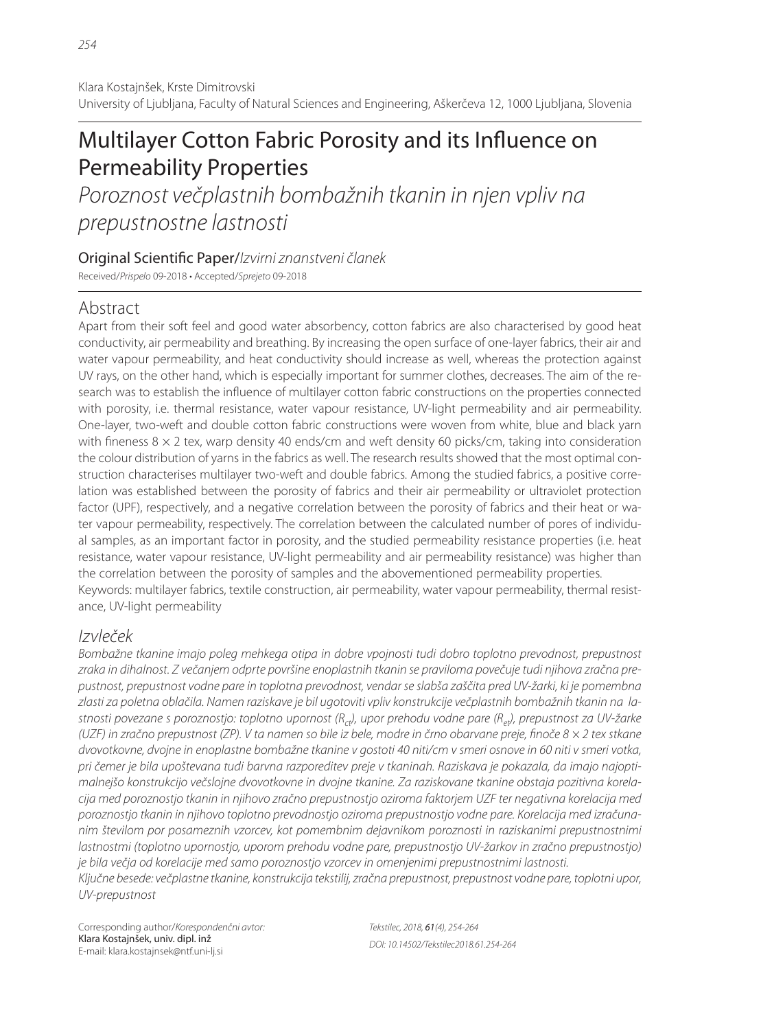Klara Kostajnšek, Krste Dimitrovski
University of Ljubljana, Faculty of Natural Sciences and Engineering, Aškerčeva 12, 1000 Ljubljana, Slovenia

# Multilayer Cotton Fabric Porosity and its Influence on Permeability Properties

*Poroznost večplastnih bombažnih tkanin in njen vpliv na prepustnostne lastnosti*

Original Scientific Paper/*Izvirni znanstveni članek*

Received/*Prispelo* 09-2018 • Accepted/*Sprejeto* 09-2018

## Abstract

Apart from their soft feel and good water absorbency, cotton fabrics are also characterised by good heat conductivity, air permeability and breathing. By increasing the open surface of one-layer fabrics, their air and water vapour permeability, and heat conductivity should increase as well, whereas the protection against UV rays, on the other hand, which is especially important for summer clothes, decreases. The aim of the research was to establish the influence of multilayer cotton fabric constructions on the properties connected with porosity, i.e. thermal resistance, water vapour resistance, UV-light permeability and air permeability. One-layer, two-weft and double cotton fabric constructions were woven from white, blue and black yarn with fineness $8 \times 2$ tex, warp density 40 ends/cm and weft density 60 picks/cm, taking into consideration the colour distribution of yarns in the fabrics as well. The research results showed that the most optimal construction characterises multilayer two-weft and double fabrics. Among the studied fabrics, a positive correlation was established between the porosity of fabrics and their air permeability or ultraviolet protection factor (UPF), respectively, and a negative correlation between the porosity of fabrics and their heat or water vapour permeability, respectively. The correlation between the calculated number of pores of individual samples, as an important factor in porosity, and the studied permeability resistance properties (i.e. heat resistance, water vapour resistance, UV-light permeability and air permeability resistance) was higher than the correlation between the porosity of samples and the abovementioned permeability properties.

Keywords: multilayer fabrics, textile construction, air permeability, water vapour permeability, thermal resistance, UV-light permeability

## *Izvleček*

*Bombažne tkanine imajo poleg mehkega otipa in dobre vpojnosti tudi dobro toplotno prevodnost, prepustnost zraka in dihalnost. Z večanjem odprte površine enoplastnih tkanin se praviloma povečuje tudi njihova zračna prepustnost, prepustnost vodne pare in toplotna prevodnost, vendar se slabša zaščita pred UV-žarki, ki je pomembna zlasti za poletna oblačila. Namen raziskave je bil ugotoviti vpliv konstrukcije večplastnih bombažnih tkanin na lastnosti povezane s poroznostjo: toplotno upornost ($R_{ct}$), upor prehodu vodne pare ($R_{et}$), prepustnost za UV-žarke (UZF) in zračno prepustnost (ZP). V ta namen so bile iz bele, modre in črno obarvane preje, finoče $8 \times 2$ tex stkane dvovotkovne, dvojne in enoplastne bombažne tkanine v gostoti 40 niti/cm v smeri osnove in 60 niti v smeri votka, pri čemer je bila upoštevana tudi barvna razporeditev preje v tkaninah. Raziskava je pokazala, da imajo najoptimalnejšo konstrukcijo večslojne dvovotkovne in dvojne tkanine. Za raziskovane tkanine obstaja pozitivna korelacija med poroznostjo tkanin in njihovo zračno prepustnostjo oziroma faktorjem UZF ter negativna korelacija med poroznostjo tkanin in njihovo toplotno prevodnostjo oziroma prepustnostjo vodne pare. Korelacija med izračunanim številom por posameznih vzorcev, kot pomembnim dejavnikom poroznosti in raziskanimi prepustnostnimi lastnostmi (toplotno upornostjo, uporom prehodu vodne pare, prepustnostjo UV-žarkov in zračno prepustnostjo) je bila večja od korelacije med samo poroznostjo vzorcev in omenjenimi prepustnostnimi lastnosti.*

*Ključne besede: večplastne tkanine, konstrukcija tekstilij, zračna prepustnost, prepustnost vodne pare, toplotni upor, UV-prepustnost*

Corresponding author/*Korespondenčni avtor:*
Klara Kostajnšek, univ. dipl. inž
E-mail: klara.kostajnsek@ntf.uni-lj.si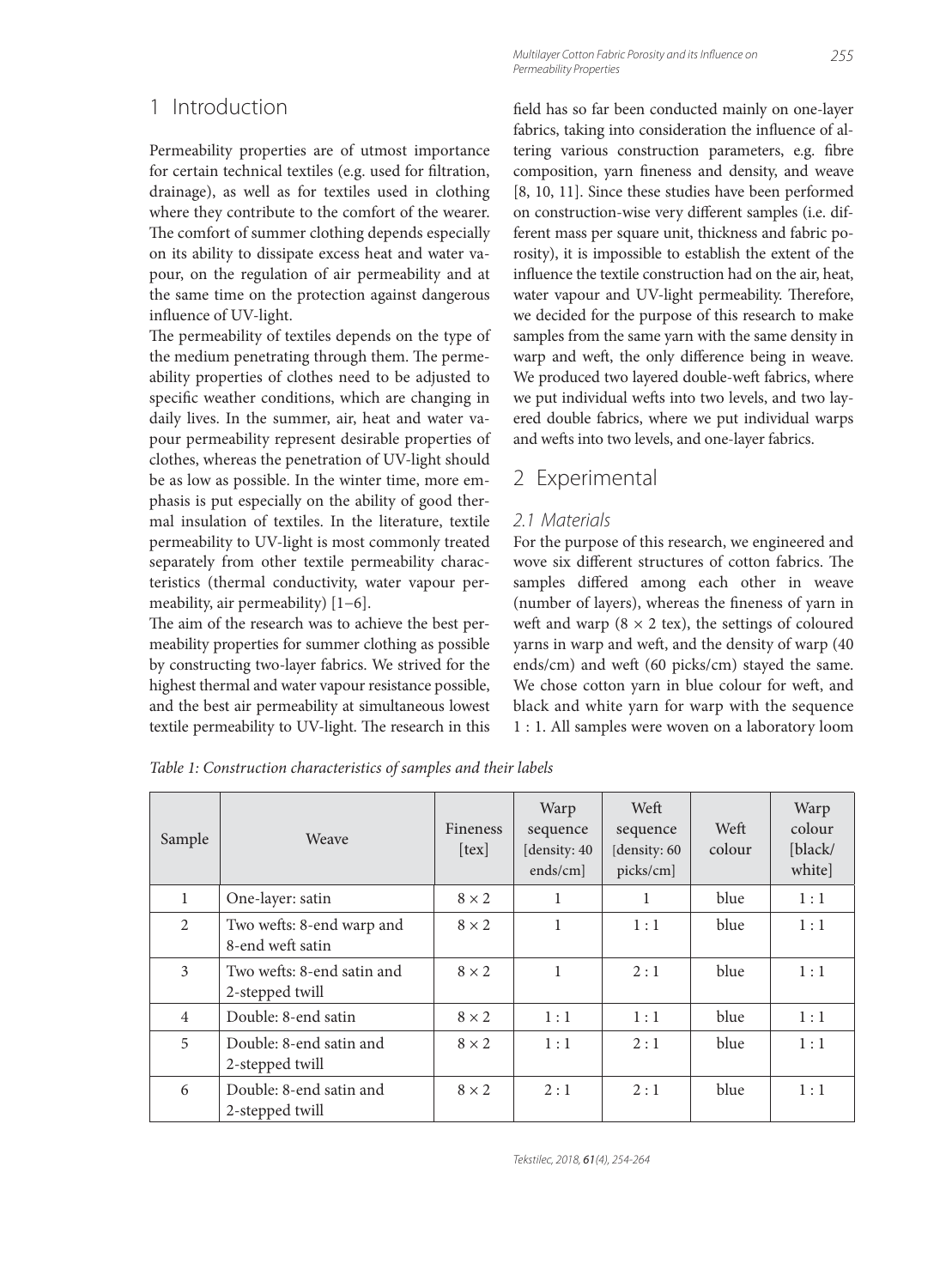## 1 Introduction

Permeability properties are of utmost importance for certain technical textiles (e.g. used for filtration, drainage), as well as for textiles used in clothing where they contribute to the comfort of the wearer. The comfort of summer clothing depends especially on its ability to dissipate excess heat and water vapour, on the regulation of air permeability and at the same time on the protection against dangerous influence of UV-light.

The permeability of textiles depends on the type of the medium penetrating through them. The permeability properties of clothes need to be adjusted to specific weather conditions, which are changing in daily lives. In the summer, air, heat and water vapour permeability represent desirable properties of clothes, whereas the penetration of UV-light should be as low as possible. In the winter time, more emphasis is put especially on the ability of good thermal insulation of textiles. In the literature, textile permeability to UV-light is most commonly treated separately from other textile permeability characteristics (thermal conductivity, water vapour permeability, air permeability) [1–6].

The aim of the research was to achieve the best permeability properties for summer clothing as possible by constructing two-layer fabrics. We strived for the highest thermal and water vapour resistance possible, and the best air permeability at simultaneous lowest textile permeability to UV-light. The research in this field has so far been conducted mainly on one-layer fabrics, taking into consideration the influence of altering various construction parameters, e.g. fibre composition, yarn fineness and density, and weave [8, 10, 11]. Since these studies have been performed on construction-wise very different samples (i.e. different mass per square unit, thickness and fabric porosity), it is impossible to establish the extent of the influence the textile construction had on the air, heat, water vapour and UV-light permeability. Therefore, we decided for the purpose of this research to make samples from the same yarn with the same density in warp and weft, the only difference being in weave. We produced two layered double-weft fabrics, where we put individual wefts into two levels, and two layered double fabrics, where we put individual warps and wefts into two levels, and one-layer fabrics.

## 2 Experimental

### 2.1 Materials

For the purpose of this research, we engineered and wove six different structures of cotton fabrics. The samples differed among each other in weave (number of layers), whereas the fineness of yarn in weft and warp (8 × 2 tex), the settings of coloured yarns in warp and weft, and the density of warp (40 ends/cm) and weft (60 picks/cm) stayed the same. We chose cotton yarn in blue colour for weft, and black and white yarn for warp with the sequence 1 : 1. All samples were woven on a laboratory loom

*Table 1: Construction characteristics of samples and their labels*

| Sample | Weave | Fineness [tex] | Warp sequence [density: 40 ends/cm] | Weft sequence [density: 60 picks/cm] | Weft colour | Warp colour [black/ white] |
|---|---|---|---|---|---|---|
| 1 | One-layer: satin | 8 × 2 | 1 | 1 | blue | 1 : 1 |
| 2 | Two wefts: 8-end warp and 8-end weft satin | 8 × 2 | 1 | 1 : 1 | blue | 1 : 1 |
| 3 | Two wefts: 8-end satin and 2-stepped twill | 8 × 2 | 1 | 2 : 1 | blue | 1 : 1 |
| 4 | Double: 8-end satin | 8 × 2 | 1 : 1 | 1 : 1 | blue | 1 : 1 |
| 5 | Double: 8-end satin and 2-stepped twill | 8 × 2 | 1 : 1 | 2 : 1 | blue | 1 : 1 |
| 6 | Double: 8-end satin and 2-stepped twill | 8 × 2 | 2 : 1 | 2 : 1 | blue | 1 : 1 |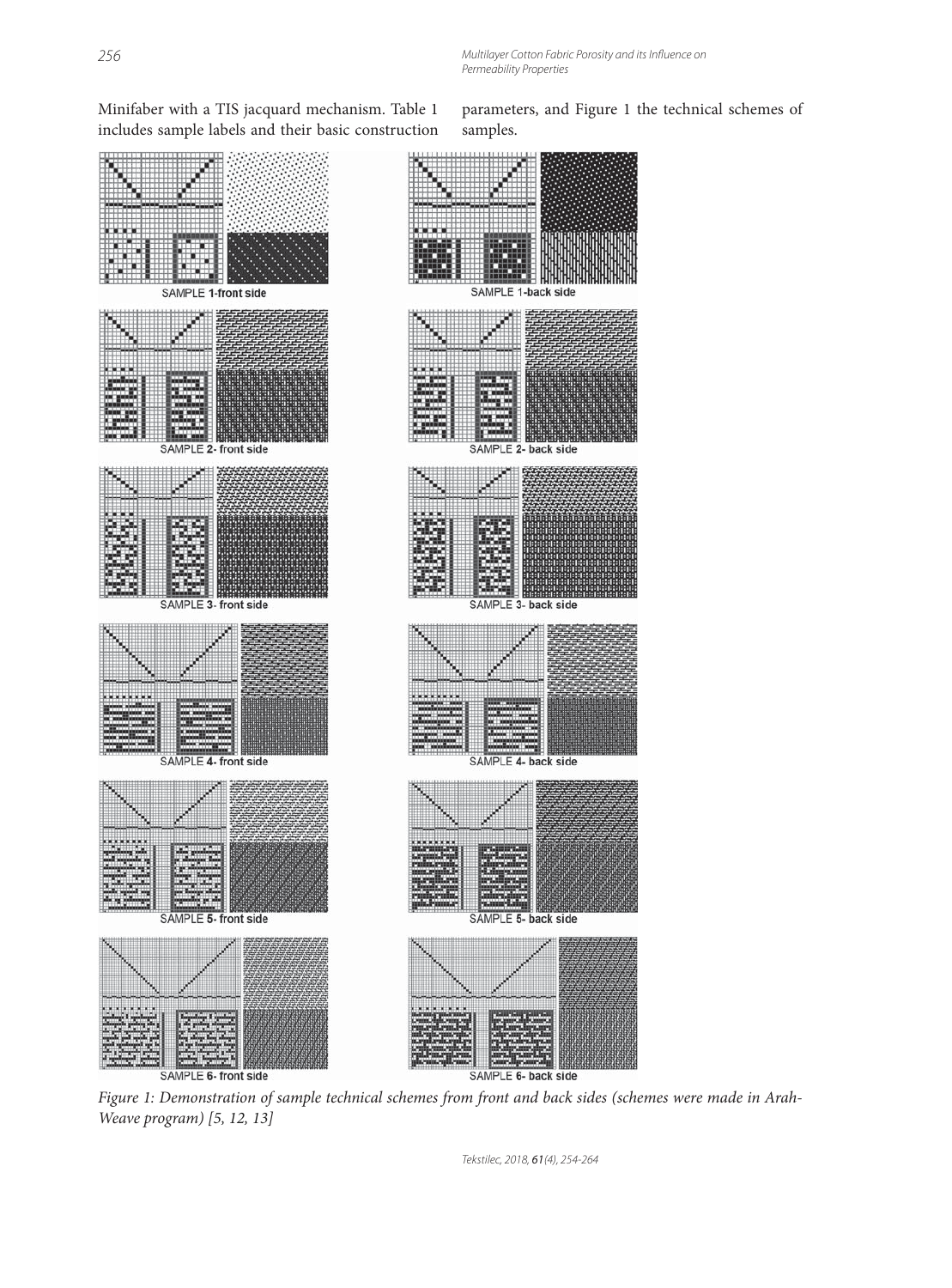Minifaber with a TIS jacquard mechanism. Table 1 includes sample labels and their basic construction parameters, and Figure 1 the technical schemes of samples.

SAMPLE 1-front side

SAMPLE 1-back side

SAMPLE 2- front side

SAMPLE 2- back side

SAMPLE 3- front side

SAMPLE 3- back side

SAMPLE 4- front side

SAMPLE 4- back side

SAMPLE 5- front side

SAMPLE 5- back side

SAMPLE 6- front side

SAMPLE 6- back side

*Figure 1: Demonstration of sample technical schemes from front and back sides (schemes were made in Arah-Weave program) [5, 12, 13]*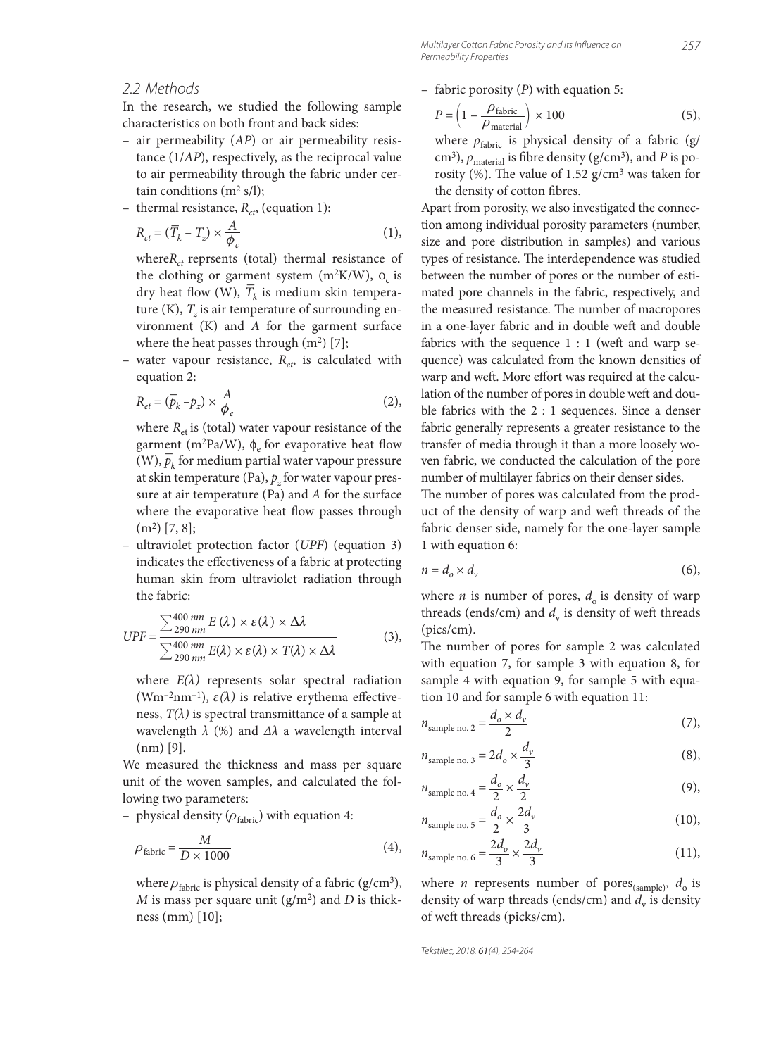### 2.2 Methods

In the research, we studied the following sample characteristics on both front and back sides:

- air permeability (*AP*) or air permeability resistance (1/*AP*), respectively, as the reciprocal value to air permeability through the fabric under certain conditions ($m^2$ s/l);
- thermal resistance, $R_{ct}$, (equation 1):

$$R_{ct} = (\overline{T}_k - T_z) \times \frac{A}{\phi_c} \quad (1),$$

where$R_{ct}$ reprsents (total) thermal resistance of the clothing or garment system ($m^2$K/W), $\phi_c$ is dry heat flow (W), $\overline{T}_k$ is medium skin temperature (K), $T_z$ is air temperature of surrounding environment (K) and *A* for the garment surface where the heat passes through ($m^2$) [7];

- water vapour resistance, $R_{et}$, is calculated with equation 2:

$$R_{et} = (\overline{p}_k - p_z) \times \frac{A}{\phi_e} \quad (2),$$

where $R_{et}$ is (total) water vapour resistance of the garment ($m^2$Pa/W), $\phi_e$ for evaporative heat flow (W), $\overline{p}_k$ for medium partial water vapour pressure at skin temperature (Pa), $p_z$ for water vapour pressure at air temperature (Pa) and *A* for the surface where the evaporative heat flow passes through ($m^2$) [7, 8];

- ultraviolet protection factor (*UPF*) (equation 3) indicates the effectiveness of a fabric at protecting human skin from ultraviolet radiation through the fabric:

$$UPF = \frac{\sum_{290\,nm}^{400\,nm} E(\lambda) \times \varepsilon(\lambda) \times \Delta\lambda}{\sum_{290\,nm}^{400\,nm} E(\lambda) \times \varepsilon(\lambda) \times T(\lambda) \times \Delta\lambda} \quad (3),$$

where $E(\lambda)$ represents solar spectral radiation ($Wm^{-2}nm^{-1}$), $\varepsilon(\lambda)$ is relative erythema effectiveness, $T(\lambda)$ is spectral transmittance of a sample at wavelength $\lambda$ (%) and $\Delta\lambda$ a wavelength interval (nm) [9].

We measured the thickness and mass per square unit of the woven samples, and calculated the following two parameters:

- physical density ($\rho_{\text{fabric}}$) with equation 4:

$$\rho_{\text{fabric}} = \frac{M}{D \times 1000} \quad (4),$$

where $\rho_{\text{fabric}}$ is physical density of a fabric (g/cm$^3$), *M* is mass per square unit (g/m$^2$) and *D* is thickness (mm) [10];

- fabric porosity (*P*) with equation 5:

$$P = \left(1 - \frac{\rho_{\text{fabric}}}{\rho_{\text{material}}}\right) \times 100 \quad (5),$$

where $\rho_{\text{fabric}}$ is physical density of a fabric (g/cm$^3$), $\rho_{\text{material}}$ is fibre density (g/cm$^3$), and *P* is porosity (%). The value of 1.52 g/cm$^3$ was taken for the density of cotton fibres.

Apart from porosity, we also investigated the connection among individual porosity parameters (number, size and pore distribution in samples) and various types of resistance. The interdependence was studied between the number of pores or the number of estimated pore channels in the fabric, respectively, and the measured resistance. The number of macropores in a one-layer fabric and in double weft and double fabrics with the sequence 1 : 1 (weft and warp sequence) was calculated from the known densities of warp and weft. More effort was required at the calculation of the number of pores in double weft and double fabrics with the 2 : 1 sequences. Since a denser fabric generally represents a greater resistance to the transfer of media through it than a more loosely woven fabric, we conducted the calculation of the pore number of multilayer fabrics on their denser sides.

The number of pores was calculated from the product of the density of warp and weft threads of the fabric denser side, namely for the one-layer sample 1 with equation 6:

$$n = d_o \times d_v \quad (6),$$

where *n* is number of pores, $d_o$ is density of warp threads (ends/cm) and $d_v$ is density of weft threads (pics/cm).

The number of pores for sample 2 was calculated with equation 7, for sample 3 with equation 8, for sample 4 with equation 9, for sample 5 with equation 10 and for sample 6 with equation 11:

$$n_{\text{sample no. 2}} = \frac{d_o \times d_v}{2} \quad (7),$$

$$n_{\text{sample no. 3}} = 2d_o \times \frac{d_v}{3} \quad (8),$$

$$n_{\text{sample no. 4}} = \frac{d_o}{2} \times \frac{d_v}{2} \quad (9),$$

$$n_{\text{sample no. 5}} = \frac{d_o}{2} \times \frac{2d_v}{3} \quad (10),$$

$$n_{\text{sample no. 6}} = \frac{2d_o}{3} \times \frac{2d_v}{3} \quad (11),$$

where *n* represents number of pores$_{\text{(sample)}}$, $d_o$ is density of warp threads (ends/cm) and $d_v$ is density of weft threads (picks/cm).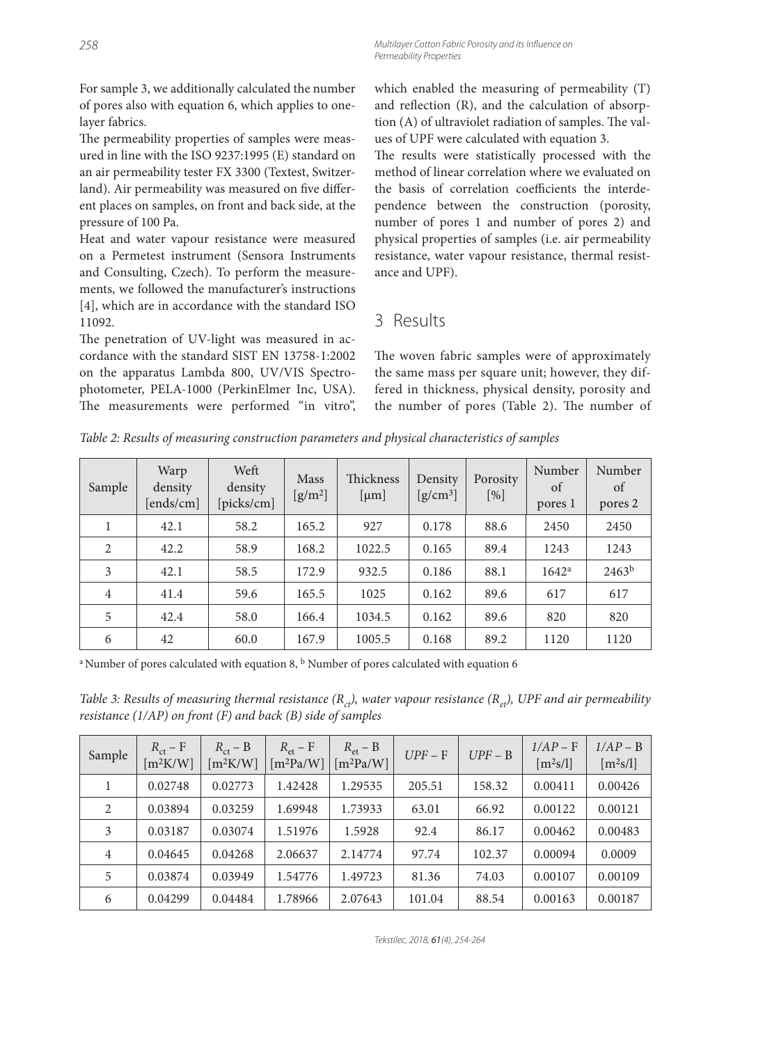For sample 3, we additionally calculated the number of pores also with equation 6, which applies to one-layer fabrics.

The permeability properties of samples were measured in line with the ISO 9237:1995 (E) standard on an air permeability tester FX 3300 (Textest, Switzerland). Air permeability was measured on five different places on samples, on front and back side, at the pressure of 100 Pa.

Heat and water vapour resistance were measured on a Permetest instrument (Sensora Instruments and Consulting, Czech). To perform the measurements, we followed the manufacturer's instructions [4], which are in accordance with the standard ISO 11092.

The penetration of UV-light was measured in accordance with the standard SIST EN 13758-1:2002 on the apparatus Lambda 800, UV/VIS Spectrophotometer, PELA-1000 (PerkinElmer Inc, USA). The measurements were performed "in vitro", which enabled the measuring of permeability (T) and reflection (R), and the calculation of absorption (A) of ultraviolet radiation of samples. The values of UPF were calculated with equation 3.

The results were statistically processed with the method of linear correlation where we evaluated on the basis of correlation coefficients the interdependence between the construction (porosity, number of pores 1 and number of pores 2) and physical properties of samples (i.e. air permeability resistance, water vapour resistance, thermal resistance and UPF).

## 3 Results

The woven fabric samples were of approximately the same mass per square unit; however, they differed in thickness, physical density, porosity and the number of pores (Table 2). The number of

*Table 2: Results of measuring construction parameters and physical characteristics of samples*

| Sample | Warp density [ends/cm] | Weft density [picks/cm] | Mass [g/m²] | Thickness [μm] | Density [g/cm³] | Porosity [%] | Number of pores 1 | Number of pores 2 |
|---|---|---|---|---|---|---|---|---|
| 1 | 42.1 | 58.2 | 165.2 | 927 | 0.178 | 88.6 | 2450 | 2450 |
| 2 | 42.2 | 58.9 | 168.2 | 1022.5 | 0.165 | 89.4 | 1243 | 1243 |
| 3 | 42.1 | 58.5 | 172.9 | 932.5 | 0.186 | 88.1 | 1642[a] | 2463[b] |
| 4 | 41.4 | 59.6 | 165.5 | 1025 | 0.162 | 89.6 | 617 | 617 |
| 5 | 42.4 | 58.0 | 166.4 | 1034.5 | 0.162 | 89.6 | 820 | 820 |
| 6 | 42 | 60.0 | 167.9 | 1005.5 | 0.168 | 89.2 | 1120 | 1120 |

[a] Number of pores calculated with equation 8, [b] Number of pores calculated with equation 6

*Table 3: Results of measuring thermal resistance ($R_{ct}$), water vapour resistance ($R_{et}$), UPF and air permeability resistance (1/AP) on front (F) and back (B) side of samples*

| Sample | $R_{ct}$ – F [m²K/W] | $R_{ct}$ – B [m²K/W] | $R_{et}$ – F [m²Pa/W] | $R_{et}$ – B [m²Pa/W] | *UPF* – F | *UPF* – B | *1/AP* – F [m²s/l] | *1/AP* – B [m²s/l] |
|---|---|---|---|---|---|---|---|---|
| 1 | 0.02748 | 0.02773 | 1.42428 | 1.29535 | 205.51 | 158.32 | 0.00411 | 0.00426 |
| 2 | 0.03894 | 0.03259 | 1.69948 | 1.73933 | 63.01 | 66.92 | 0.00122 | 0.00121 |
| 3 | 0.03187 | 0.03074 | 1.51976 | 1.5928 | 92.4 | 86.17 | 0.00462 | 0.00483 |
| 4 | 0.04645 | 0.04268 | 2.06637 | 2.14774 | 97.74 | 102.37 | 0.00094 | 0.0009 |
| 5 | 0.03874 | 0.03949 | 1.54776 | 1.49723 | 81.36 | 74.03 | 0.00107 | 0.00109 |
| 6 | 0.04299 | 0.04484 | 1.78966 | 2.07643 | 101.04 | 88.54 | 0.00163 | 0.00187 |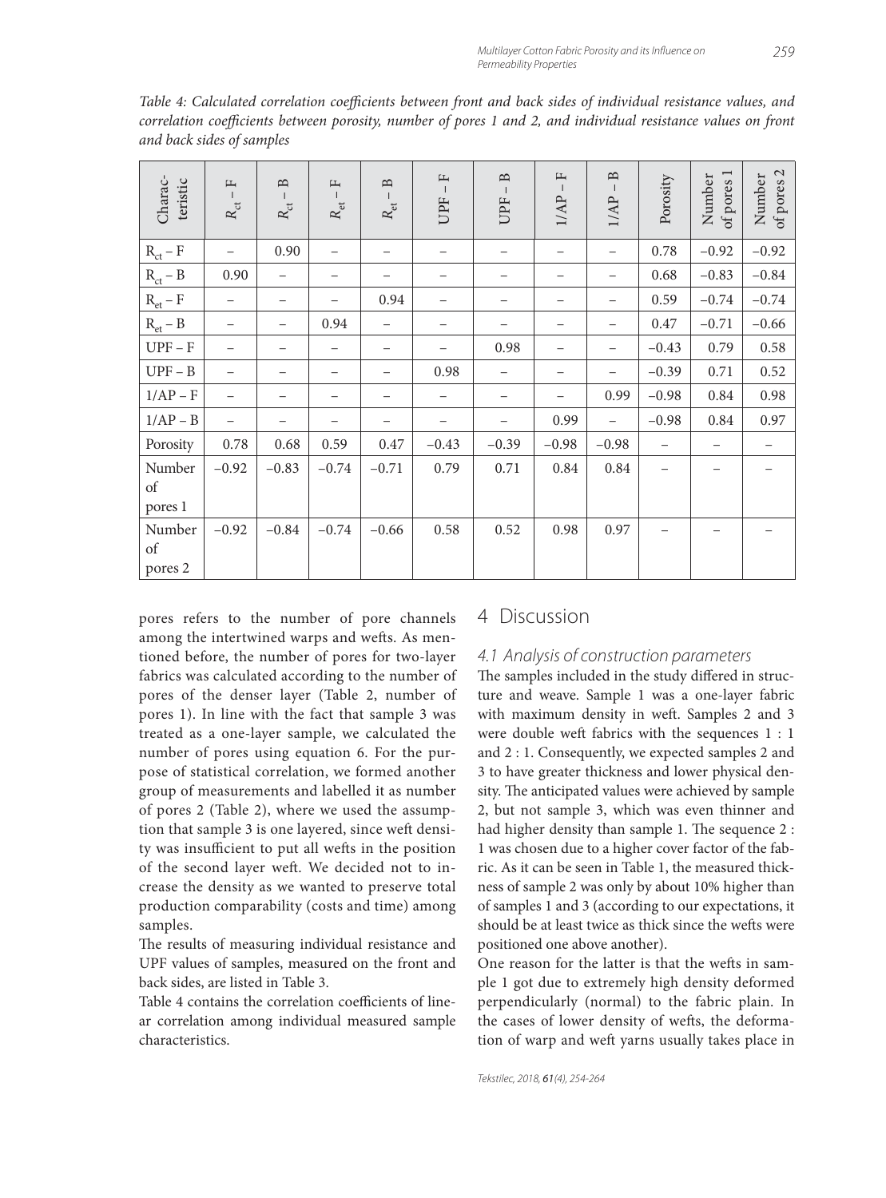*Table 4: Calculated correlation coefficients between front and back sides of individual resistance values, and correlation coefficients between porosity, number of pores 1 and 2, and individual resistance values on front and back sides of samples*

| Characteristic | $R_{ct}$ – F | $R_{ct}$ – B | $R_{et}$ – F | $R_{et}$ – B | UPF – F | UPF – B | 1/AP – F | 1/AP – B | Porosity | Number of pores 1 | Number of pores 2 |
|---|---|---|---|---|---|---|---|---|---|---|---|
| $R_{ct}$ – F | – | 0.90 | – | – | – | – | – | – | 0.78 | −0.92 | −0.92 |
| $R_{ct}$ – B | 0.90 | – | – | – | – | – | – | – | 0.68 | −0.83 | −0.84 |
| $R_{et}$ – F | – | – | – | 0.94 | – | – | – | – | 0.59 | −0.74 | −0.74 |
| $R_{et}$ – B | – | – | 0.94 | – | – | – | – | – | 0.47 | −0.71 | −0.66 |
| UPF – F | – | – | – | – | – | 0.98 | – | – | −0.43 | 0.79 | 0.58 |
| UPF – B | – | – | – | – | 0.98 | – | – | – | −0.39 | 0.71 | 0.52 |
| 1/AP – F | – | – | – | – | – | – | – | 0.99 | −0.98 | 0.84 | 0.98 |
| 1/AP – B | – | – | – | – | – | – | 0.99 | – | −0.98 | 0.84 | 0.97 |
| Porosity | 0.78 | 0.68 | 0.59 | 0.47 | −0.43 | −0.39 | −0.98 | −0.98 | – | – | – |
| Number of pores 1 | −0.92 | −0.83 | −0.74 | −0.71 | 0.79 | 0.71 | 0.84 | 0.84 | – | – | – |
| Number of pores 2 | −0.92 | −0.84 | −0.74 | −0.66 | 0.58 | 0.52 | 0.98 | 0.97 | – | – | – |

pores refers to the number of pore channels among the intertwined warps and wefts. As mentioned before, the number of pores for two-layer fabrics was calculated according to the number of pores of the denser layer (Table 2, number of pores 1). In line with the fact that sample 3 was treated as a one-layer sample, we calculated the number of pores using equation 6. For the purpose of statistical correlation, we formed another group of measurements and labelled it as number of pores 2 (Table 2), where we used the assumption that sample 3 is one layered, since weft density was insufficient to put all wefts in the position of the second layer weft. We decided not to increase the density as we wanted to preserve total production comparability (costs and time) among samples.

The results of measuring individual resistance and UPF values of samples, measured on the front and back sides, are listed in Table 3.

Table 4 contains the correlation coefficients of linear correlation among individual measured sample characteristics.

## 4 Discussion

### 4.1 Analysis of construction parameters

The samples included in the study differed in structure and weave. Sample 1 was a one-layer fabric with maximum density in weft. Samples 2 and 3 were double weft fabrics with the sequences 1 : 1 and 2 : 1. Consequently, we expected samples 2 and 3 to have greater thickness and lower physical density. The anticipated values were achieved by sample 2, but not sample 3, which was even thinner and had higher density than sample 1. The sequence 2 : 1 was chosen due to a higher cover factor of the fabric. As it can be seen in Table 1, the measured thickness of sample 2 was only by about 10% higher than of samples 1 and 3 (according to our expectations, it should be at least twice as thick since the wefts were positioned one above another).

One reason for the latter is that the wefts in sample 1 got due to extremely high density deformed perpendicularly (normal) to the fabric plain. In the cases of lower density of wefts, the deformation of warp and weft yarns usually takes place in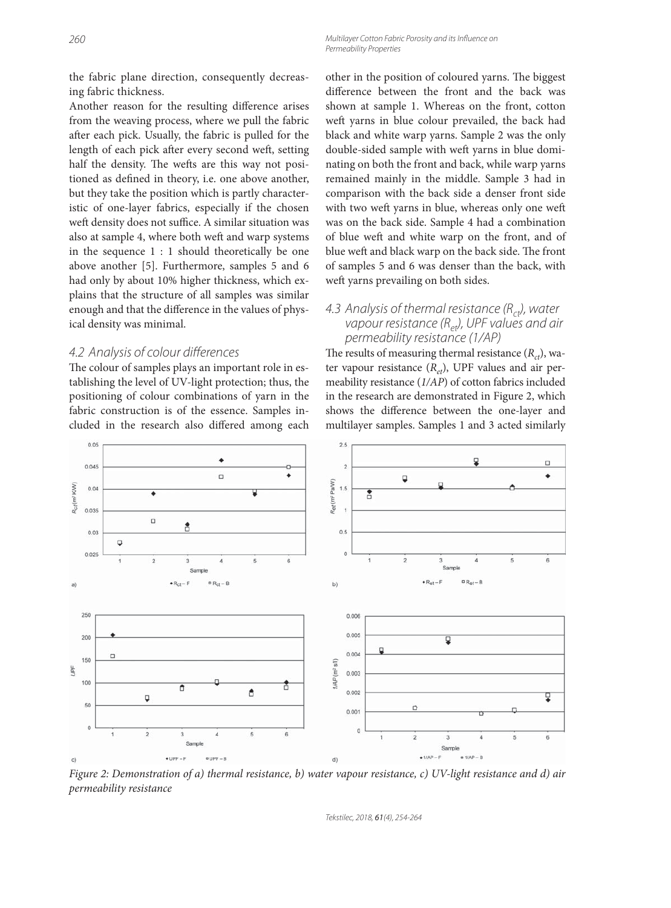the fabric plane direction, consequently decreasing fabric thickness.

Another reason for the resulting difference arises from the weaving process, where we pull the fabric after each pick. Usually, the fabric is pulled for the length of each pick after every second weft, setting half the density. The wefts are this way not positioned as defined in theory, i.e. one above another, but they take the position which is partly characteristic of one-layer fabrics, especially if the chosen weft density does not suffice. A similar situation was also at sample 4, where both weft and warp systems in the sequence 1 : 1 should theoretically be one above another [5]. Furthermore, samples 5 and 6 had only by about 10% higher thickness, which explains that the structure of all samples was similar enough and that the difference in the values of physical density was minimal.

### 4.2 Analysis of colour differences

The colour of samples plays an important role in establishing the level of UV-light protection; thus, the positioning of colour combinations of yarn in the fabric construction is of the essence. Samples included in the research also differed among each other in the position of coloured yarns. The biggest difference between the front and the back was shown at sample 1. Whereas on the front, cotton weft yarns in blue colour prevailed, the back had black and white warp yarns. Sample 2 was the only double-sided sample with weft yarns in blue dominating on both the front and back, while warp yarns remained mainly in the middle. Sample 3 had in comparison with the back side a denser front side with two weft yarns in blue, whereas only one weft was on the back side. Sample 4 had a combination of blue weft and white warp on the front, and of blue weft and black warp on the back side. The front of samples 5 and 6 was denser than the back, with weft yarns prevailing on both sides.

### 4.3 Analysis of thermal resistance ($R_{ct}$), water vapour resistance ($R_{et}$), UPF values and air permeability resistance (1/AP)

The results of measuring thermal resistance ($R_{ct}$), water vapour resistance ($R_{et}$), UPF values and air permeability resistance (*1/AP*) of cotton fabrics included in the research are demonstrated in Figure 2, which shows the difference between the one-layer and multilayer samples. Samples 1 and 3 acted similarly

*Figure 2: Demonstration of a) thermal resistance, b) water vapour resistance, c) UV-light resistance and d) air permeability resistance*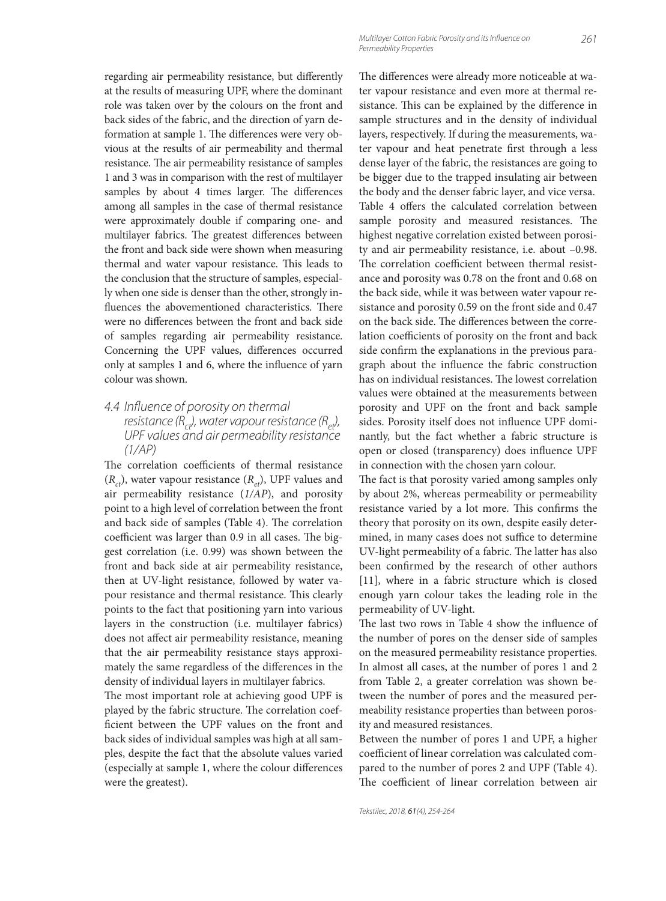regarding air permeability resistance, but differently at the results of measuring UPF, where the dominant role was taken over by the colours on the front and back sides of the fabric, and the direction of yarn deformation at sample 1. The differences were very obvious at the results of air permeability and thermal resistance. The air permeability resistance of samples 1 and 3 was in comparison with the rest of multilayer samples by about 4 times larger. The differences among all samples in the case of thermal resistance were approximately double if comparing one- and multilayer fabrics. The greatest differences between the front and back side were shown when measuring thermal and water vapour resistance. This leads to the conclusion that the structure of samples, especially when one side is denser than the other, strongly influences the abovementioned characteristics. There were no differences between the front and back side of samples regarding air permeability resistance. Concerning the UPF values, differences occurred only at samples 1 and 6, where the influence of yarn colour was shown.

### *4.4 Influence of porosity on thermal resistance ($R_{ct}$), water vapour resistance ($R_{et}$), UPF values and air permeability resistance (1/AP)*

The correlation coefficients of thermal resistance ($R_{ct}$), water vapour resistance ($R_{et}$), UPF values and air permeability resistance (*1/AP*), and porosity point to a high level of correlation between the front and back side of samples (Table 4). The correlation coefficient was larger than 0.9 in all cases. The biggest correlation (i.e. 0.99) was shown between the front and back side at air permeability resistance, then at UV-light resistance, followed by water vapour resistance and thermal resistance. This clearly points to the fact that positioning yarn into various layers in the construction (i.e. multilayer fabrics) does not affect air permeability resistance, meaning that the air permeability resistance stays approximately the same regardless of the differences in the density of individual layers in multilayer fabrics.

The most important role at achieving good UPF is played by the fabric structure. The correlation coefficient between the UPF values on the front and back sides of individual samples was high at all samples, despite the fact that the absolute values varied (especially at sample 1, where the colour differences were the greatest).

The differences were already more noticeable at water vapour resistance and even more at thermal resistance. This can be explained by the difference in sample structures and in the density of individual layers, respectively. If during the measurements, water vapour and heat penetrate first through a less dense layer of the fabric, the resistances are going to be bigger due to the trapped insulating air between the body and the denser fabric layer, and vice versa. Table 4 offers the calculated correlation between sample porosity and measured resistances. The highest negative correlation existed between porosity and air permeability resistance, i.e. about –0.98. The correlation coefficient between thermal resistance and porosity was 0.78 on the front and 0.68 on the back side, while it was between water vapour resistance and porosity 0.59 on the front side and 0.47 on the back side. The differences between the correlation coefficients of porosity on the front and back side confirm the explanations in the previous paragraph about the influence the fabric construction has on individual resistances. The lowest correlation values were obtained at the measurements between porosity and UPF on the front and back sample sides. Porosity itself does not influence UPF dominantly, but the fact whether a fabric structure is open or closed (transparency) does influence UPF in connection with the chosen yarn colour.

The fact is that porosity varied among samples only by about 2%, whereas permeability or permeability resistance varied by a lot more. This confirms the theory that porosity on its own, despite easily determined, in many cases does not suffice to determine UV-light permeability of a fabric. The latter has also been confirmed by the research of other authors [11], where in a fabric structure which is closed enough yarn colour takes the leading role in the permeability of UV-light.

The last two rows in Table 4 show the influence of the number of pores on the denser side of samples on the measured permeability resistance properties. In almost all cases, at the number of pores 1 and 2 from Table 2, a greater correlation was shown between the number of pores and the measured permeability resistance properties than between porosity and measured resistances.

Between the number of pores 1 and UPF, a higher coefficient of linear correlation was calculated compared to the number of pores 2 and UPF (Table 4). The coefficient of linear correlation between air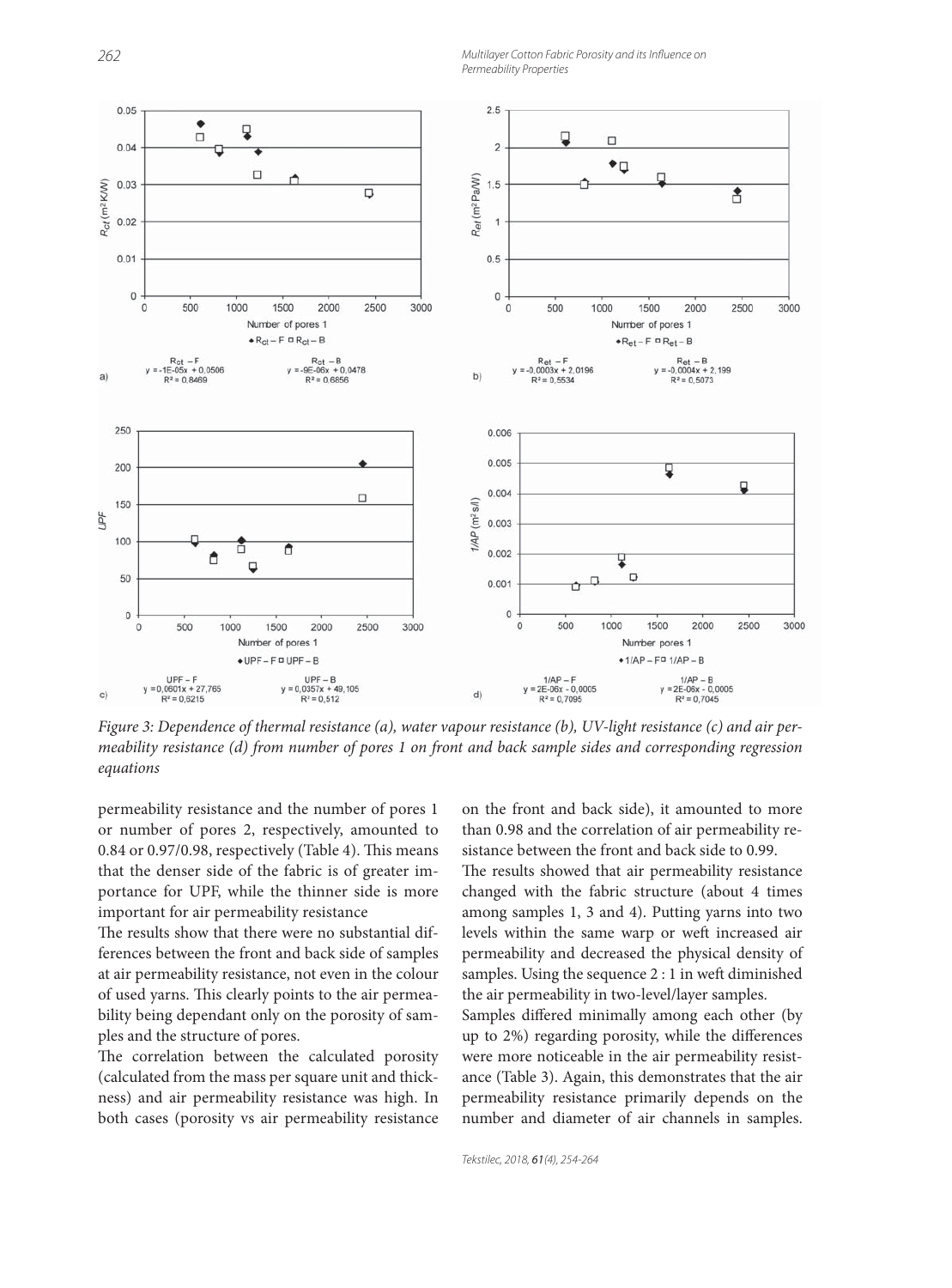Figure 3: Dependence of thermal resistance (a), water vapour resistance (b), UV-light resistance (c) and air permeability resistance (d) from number of pores 1 on front and back sample sides and corresponding regression equations

permeability resistance and the number of pores 1 or number of pores 2, respectively, amounted to 0.84 or 0.97/0.98, respectively (Table 4). This means that the denser side of the fabric is of greater importance for UPF, while the thinner side is more important for air permeability resistance

The results show that there were no substantial differences between the front and back side of samples at air permeability resistance, not even in the colour of used yarns. This clearly points to the air permeability being dependant only on the porosity of samples and the structure of pores.

The correlation between the calculated porosity (calculated from the mass per square unit and thickness) and air permeability resistance was high. In both cases (porosity vs air permeability resistance on the front and back side), it amounted to more than 0.98 and the correlation of air permeability resistance between the front and back side to 0.99.

The results showed that air permeability resistance changed with the fabric structure (about 4 times among samples 1, 3 and 4). Putting yarns into two levels within the same warp or weft increased air permeability and decreased the physical density of samples. Using the sequence 2 : 1 in weft diminished the air permeability in two-level/layer samples.

Samples differed minimally among each other (by up to 2%) regarding porosity, while the differences were more noticeable in the air permeability resistance (Table 3). Again, this demonstrates that the air permeability resistance primarily depends on the number and diameter of air channels in samples.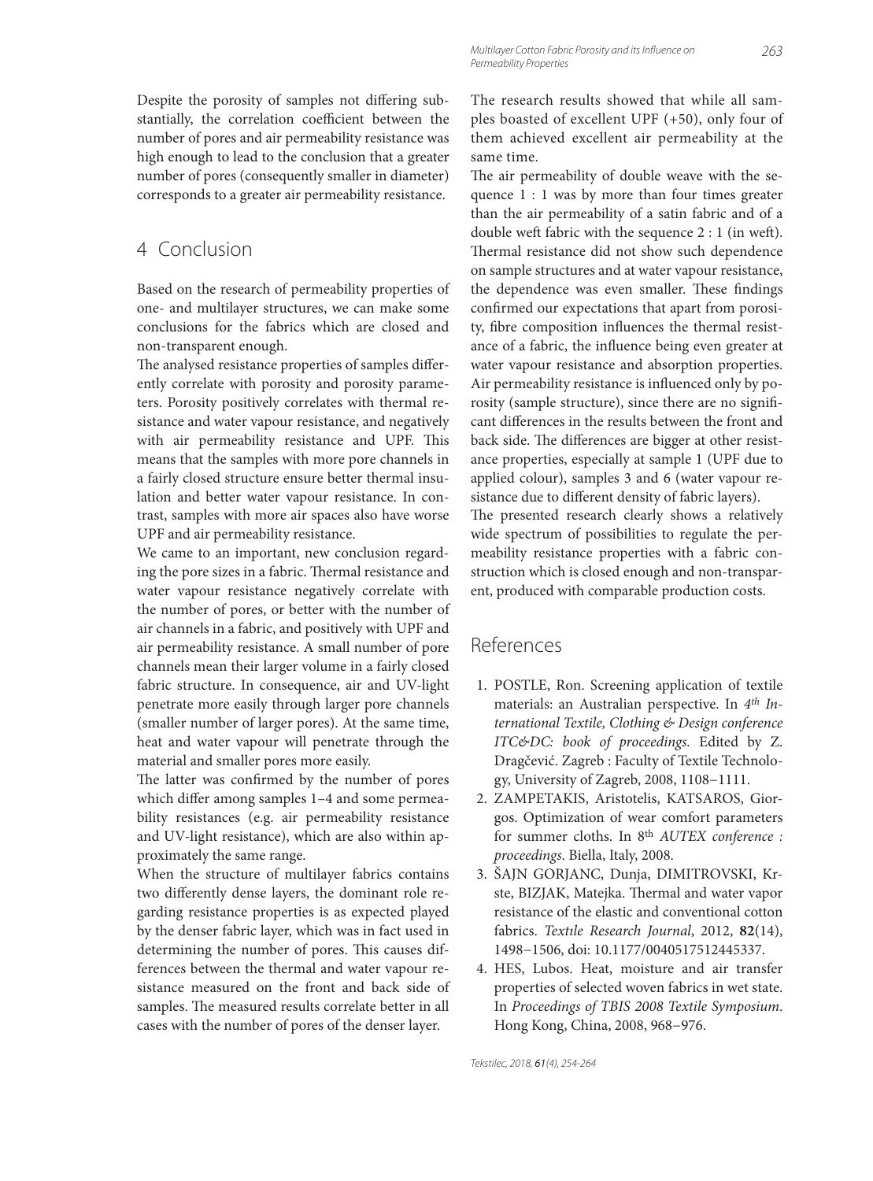Despite the porosity of samples not differing substantially, the correlation coefficient between the number of pores and air permeability resistance was high enough to lead to the conclusion that a greater number of pores (consequently smaller in diameter) corresponds to a greater air permeability resistance.

## 4 Conclusion

Based on the research of permeability properties of one- and multilayer structures, we can make some conclusions for the fabrics which are closed and non-transparent enough.

The analysed resistance properties of samples differently correlate with porosity and porosity parameters. Porosity positively correlates with thermal resistance and water vapour resistance, and negatively with air permeability resistance and UPF. This means that the samples with more pore channels in a fairly closed structure ensure better thermal insulation and better water vapour resistance. In contrast, samples with more air spaces also have worse UPF and air permeability resistance.

We came to an important, new conclusion regarding the pore sizes in a fabric. Thermal resistance and water vapour resistance negatively correlate with the number of pores, or better with the number of air channels in a fabric, and positively with UPF and air permeability resistance. A small number of pore channels mean their larger volume in a fairly closed fabric structure. In consequence, air and UV-light penetrate more easily through larger pore channels (smaller number of larger pores). At the same time, heat and water vapour will penetrate through the material and smaller pores more easily.

The latter was confirmed by the number of pores which differ among samples 1–4 and some permeability resistances (e.g. air permeability resistance and UV-light resistance), which are also within approximately the same range.

When the structure of multilayer fabrics contains two differently dense layers, the dominant role regarding resistance properties is as expected played by the denser fabric layer, which was in fact used in determining the number of pores. This causes differences between the thermal and water vapour resistance measured on the front and back side of samples. The measured results correlate better in all cases with the number of pores of the denser layer.

The research results showed that while all samples boasted of excellent UPF (+50), only four of them achieved excellent air permeability at the same time.

The air permeability of double weave with the sequence 1 : 1 was by more than four times greater than the air permeability of a satin fabric and of a double weft fabric with the sequence 2 : 1 (in weft). Thermal resistance did not show such dependence on sample structures and at water vapour resistance, the dependence was even smaller. These findings confirmed our expectations that apart from porosity, fibre composition influences the thermal resistance of a fabric, the influence being even greater at water vapour resistance and absorption properties. Air permeability resistance is influenced only by porosity (sample structure), since there are no significant differences in the results between the front and back side. The differences are bigger at other resistance properties, especially at sample 1 (UPF due to applied colour), samples 3 and 6 (water vapour resistance due to different density of fabric layers).

The presented research clearly shows a relatively wide spectrum of possibilities to regulate the permeability resistance properties with a fabric construction which is closed enough and non-transparent, produced with comparable production costs.

## References

1. POSTLE, Ron. Screening application of textile materials: an Australian perspective. In *4th International Textile, Clothing & Design conference ITC&DC: book of proceedings.* Edited by Z. Dragčević. Zagreb : Faculty of Textile Technology, University of Zagreb, 2008, 1108−1111.
2. ZAMPETAKIS, Aristotelis, KATSAROS, Giorgos. Optimization of wear comfort parameters for summer cloths. In 8th *AUTEX conference : proceedings*. Biella, Italy, 2008.
3. ŠAJN GORJANC, Dunja, DIMITROVSKI, Krste, BIZJAK, Matejka. Thermal and water vapor resistance of the elastic and conventional cotton fabrics. *Textile Research Journal*, 2012, **82**(14), 1498−1506, doi: 10.1177/0040517512445337.
4. HES, Lubos. Heat, moisture and air transfer properties of selected woven fabrics in wet state. In *Proceedings of TBIS 2008 Textile Symposium*. Hong Kong, China, 2008, 968−976.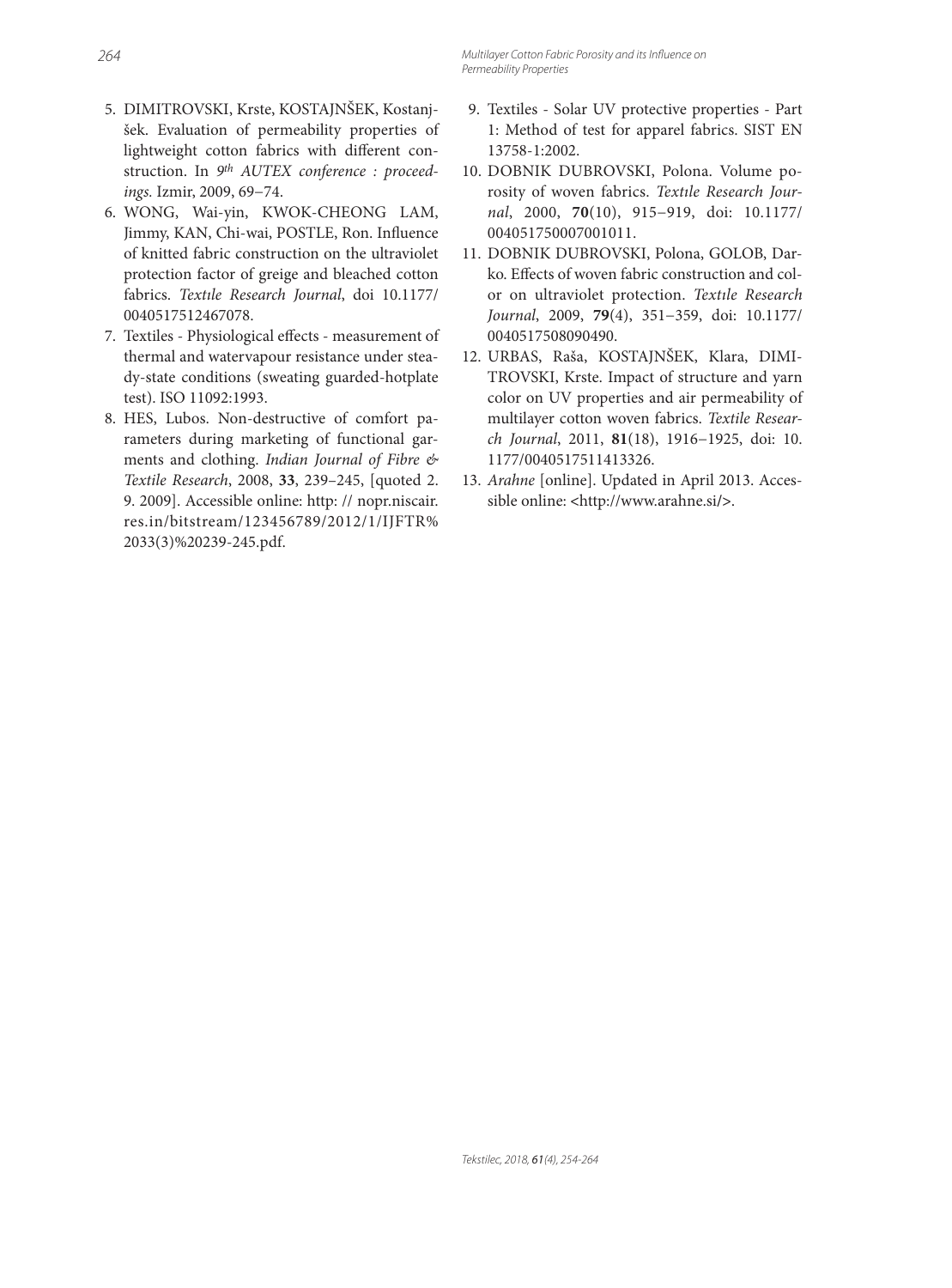5. DIMITROVSKI, Krste, KOSTAJNŠEK, Kostanjšek. Evaluation of permeability properties of lightweight cotton fabrics with different construction. In *9th AUTEX conference : proceedings.* Izmir, 2009, 69−74.
6. WONG, Wai-yin, KWOK-CHEONG LAM, Jimmy, KAN, Chi-wai, POSTLE, Ron. Influence of knitted fabric construction on the ultraviolet protection factor of greige and bleached cotton fabrics. *Textıle Research Journal*, doi 10.1177/0040517512467078.
7. Textiles - Physiological effects - measurement of thermal and watervapour resistance under steady-state conditions (sweating guarded-hotplate test). ISO 11092:1993.
8. HES, Lubos. Non-destructive of comfort parameters during marketing of functional garments and clothing. *Indian Journal of Fibre & Textile Research*, 2008, **33**, 239–245, [quoted 2. 9. 2009]. Accessible online: http: // nopr.niscair.res.in/bitstream/123456789/2012/1/IJFTR%2033(3)%20239-245.pdf.
9. Textiles - Solar UV protective properties - Part 1: Method of test for apparel fabrics. SIST EN 13758-1:2002.
10. DOBNIK DUBROVSKI, Polona. Volume porosity of woven fabrics. *Textıle Research Journal*, 2000, **70**(10), 915−919, doi: 10.1177/004051750007001011.
11. DOBNIK DUBROVSKI, Polona, GOLOB, Darko. Effects of woven fabric construction and color on ultraviolet protection. *Textıle Research Journal*, 2009, **79**(4), 351−359, doi: 10.1177/0040517508090490.
12. URBAS, Raša, KOSTAJNŠEK, Klara, DIMITROVSKI, Krste. Impact of structure and yarn color on UV properties and air permeability of multilayer cotton woven fabrics. *Textile Research Journal*, 2011, **81**(18), 1916−1925, doi: 10.1177/0040517511413326.
13. *Arahne* [online]. Updated in April 2013. Accessible online: <http://www.arahne.si/>.